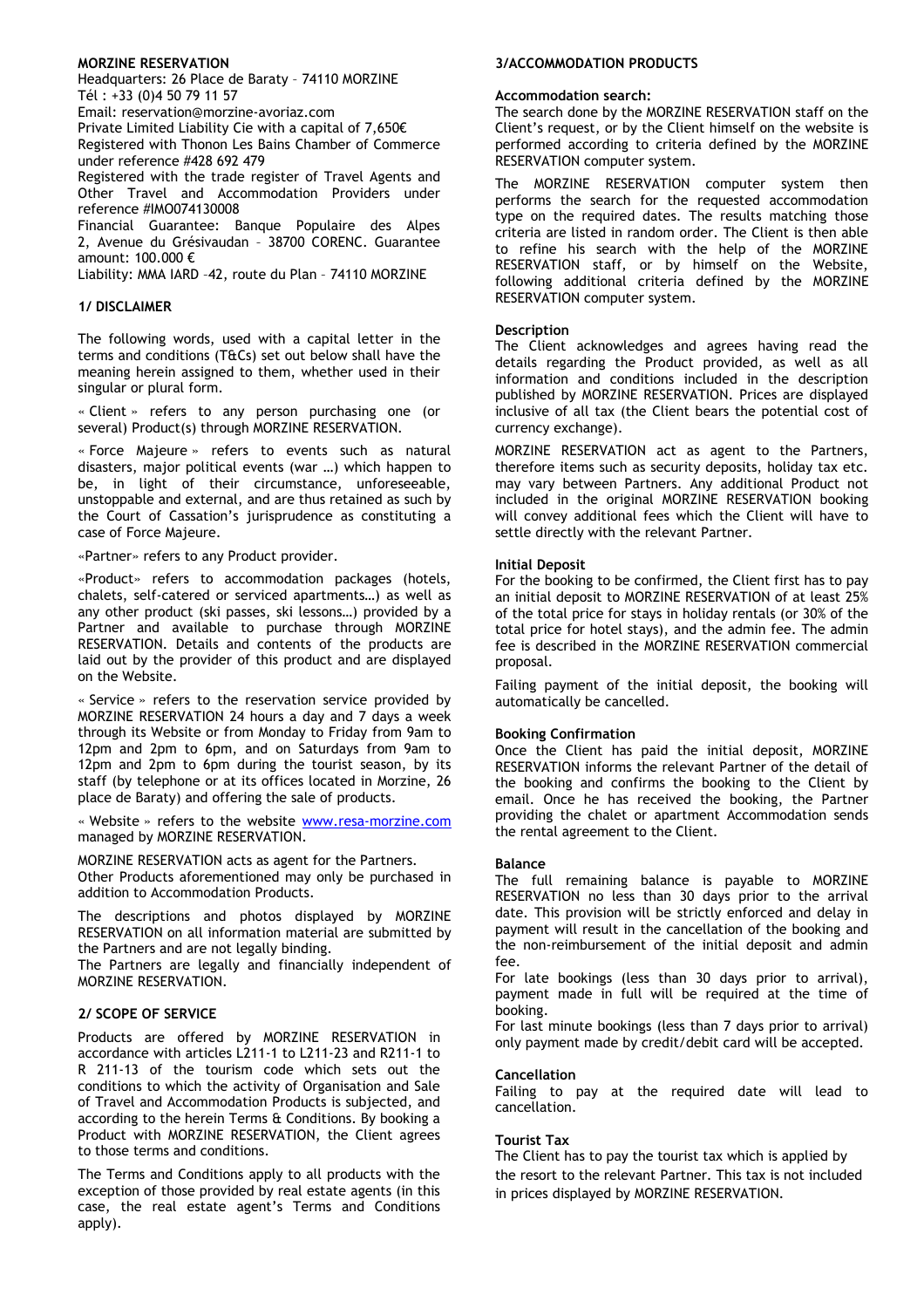**MORZINE RESERVATION**
Headquarters: 26 Place de Baraty – 74110 MORZINE
Tél : +33 (0)4 50 79 11 57
Email: reservation@morzine-avoriaz.com
Private Limited Liability Cie with a capital of 7,650€
Registered with Thonon Les Bains Chamber of Commerce under reference #428 692 479
Registered with the trade register of Travel Agents and Other Travel and Accommodation Providers under reference #IMO074130008
Financial Guarantee: Banque Populaire des Alpes 2, Avenue du Grésivaudan – 38700 CORENC. Guarantee amount: 100.000 €
Liability: MMA IARD –42, route du Plan – 74110 MORZINE

## 1/ DISCLAIMER

The following words, used with a capital letter in the terms and conditions (T&Cs) set out below shall have the meaning herein assigned to them, whether used in their singular or plural form.

« Client » refers to any person purchasing one (or several) Product(s) through MORZINE RESERVATION.

« Force Majeure » refers to events such as natural disasters, major political events (war …) which happen to be, in light of their circumstance, unforeseeable, unstoppable and external, and are thus retained as such by the Court of Cassation's jurisprudence as constituting a case of Force Majeure.

«Partner» refers to any Product provider.

«Product» refers to accommodation packages (hotels, chalets, self-catered or serviced apartments…) as well as any other product (ski passes, ski lessons…) provided by a Partner and available to purchase through MORZINE RESERVATION. Details and contents of the products are laid out by the provider of this product and are displayed on the Website.

« Service » refers to the reservation service provided by MORZINE RESERVATION 24 hours a day and 7 days a week through its Website or from Monday to Friday from 9am to 12pm and 2pm to 6pm, and on Saturdays from 9am to 12pm and 2pm to 6pm during the tourist season, by its staff (by telephone or at its offices located in Morzine, 26 place de Baraty) and offering the sale of products.

« Website » refers to the website www.resa-morzine.com managed by MORZINE RESERVATION.

MORZINE RESERVATION acts as agent for the Partners.
Other Products aforementioned may only be purchased in addition to Accommodation Products.

The descriptions and photos displayed by MORZINE RESERVATION on all information material are submitted by the Partners and are not legally binding.
The Partners are legally and financially independent of MORZINE RESERVATION.

## 2/ SCOPE OF SERVICE

Products are offered by MORZINE RESERVATION in accordance with articles L211-1 to L211-23 and R211-1 to R 211-13 of the tourism code which sets out the conditions to which the activity of Organisation and Sale of Travel and Accommodation Products is subjected, and according to the herein Terms & Conditions. By booking a Product with MORZINE RESERVATION, the Client agrees to those terms and conditions.

The Terms and Conditions apply to all products with the exception of those provided by real estate agents (in this case, the real estate agent's Terms and Conditions apply).

## 3/ACCOMMODATION PRODUCTS

### Accommodation search:

The search done by the MORZINE RESERVATION staff on the Client's request, or by the Client himself on the website is performed according to criteria defined by the MORZINE RESERVATION computer system.

The MORZINE RESERVATION computer system then performs the search for the requested accommodation type on the required dates. The results matching those criteria are listed in random order. The Client is then able to refine his search with the help of the MORZINE RESERVATION staff, or by himself on the Website, following additional criteria defined by the MORZINE RESERVATION computer system.

### Description

The Client acknowledges and agrees having read the details regarding the Product provided, as well as all information and conditions included in the description published by MORZINE RESERVATION. Prices are displayed inclusive of all tax (the Client bears the potential cost of currency exchange).

MORZINE RESERVATION act as agent to the Partners, therefore items such as security deposits, holiday tax etc. may vary between Partners. Any additional Product not included in the original MORZINE RESERVATION booking will convey additional fees which the Client will have to settle directly with the relevant Partner.

### Initial Deposit

For the booking to be confirmed, the Client first has to pay an initial deposit to MORZINE RESERVATION of at least 25% of the total price for stays in holiday rentals (or 30% of the total price for hotel stays), and the admin fee. The admin fee is described in the MORZINE RESERVATION commercial proposal.

Failing payment of the initial deposit, the booking will automatically be cancelled.

### Booking Confirmation

Once the Client has paid the initial deposit, MORZINE RESERVATION informs the relevant Partner of the detail of the booking and confirms the booking to the Client by email. Once he has received the booking, the Partner providing the chalet or apartment Accommodation sends the rental agreement to the Client.

### Balance

The full remaining balance is payable to MORZINE RESERVATION no less than 30 days prior to the arrival date. This provision will be strictly enforced and delay in payment will result in the cancellation of the booking and the non-reimbursement of the initial deposit and admin fee.
For late bookings (less than 30 days prior to arrival), payment made in full will be required at the time of booking.
For last minute bookings (less than 7 days prior to arrival) only payment made by credit/debit card will be accepted.

### Cancellation

Failing to pay at the required date will lead to cancellation.

### Tourist Tax

The Client has to pay the tourist tax which is applied by the resort to the relevant Partner. This tax is not included in prices displayed by MORZINE RESERVATION.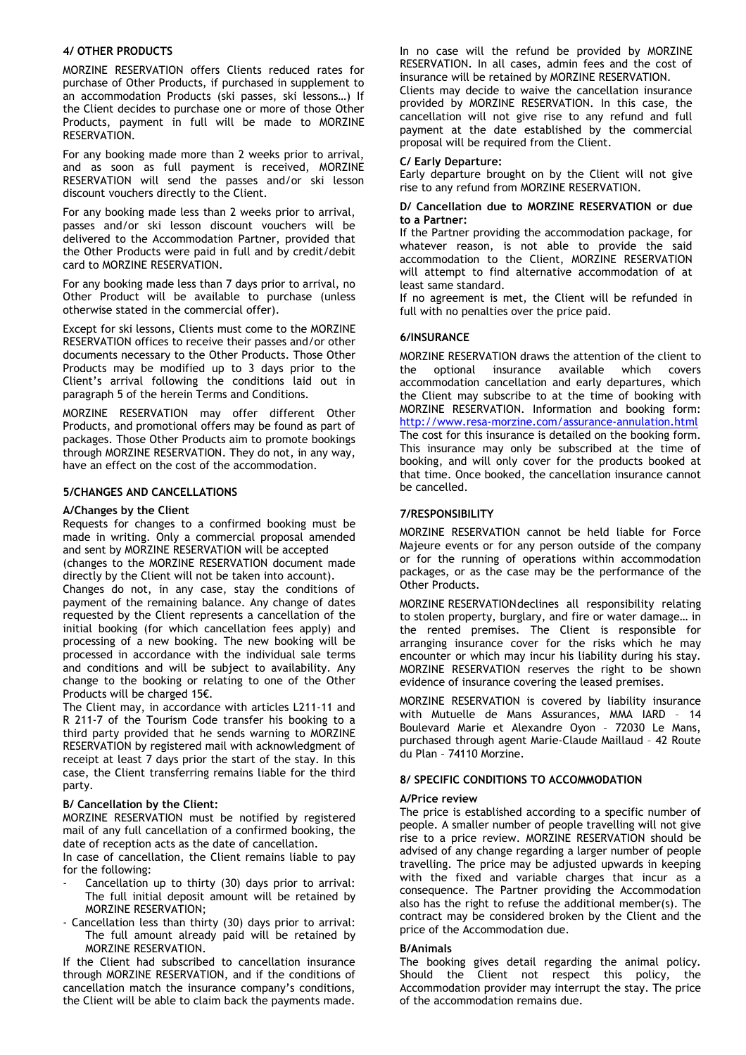#### 4/ OTHER PRODUCTS

MORZINE RESERVATION offers Clients reduced rates for purchase of Other Products, if purchased in supplement to an accommodation Products (ski passes, ski lessons…) If the Client decides to purchase one or more of those Other Products, payment in full will be made to MORZINE RESERVATION.

For any booking made more than 2 weeks prior to arrival, and as soon as full payment is received, MORZINE RESERVATION will send the passes and/or ski lesson discount vouchers directly to the Client.

For any booking made less than 2 weeks prior to arrival, passes and/or ski lesson discount vouchers will be delivered to the Accommodation Partner, provided that the Other Products were paid in full and by credit/debit card to MORZINE RESERVATION.

For any booking made less than 7 days prior to arrival, no Other Product will be available to purchase (unless otherwise stated in the commercial offer).

Except for ski lessons, Clients must come to the MORZINE RESERVATION offices to receive their passes and/or other documents necessary to the Other Products. Those Other Products may be modified up to 3 days prior to the Client's arrival following the conditions laid out in paragraph 5 of the herein Terms and Conditions.

MORZINE RESERVATION may offer different Other Products, and promotional offers may be found as part of packages. Those Other Products aim to promote bookings through MORZINE RESERVATION. They do not, in any way, have an effect on the cost of the accommodation.

#### 5/CHANGES AND CANCELLATIONS

**A/Changes by the Client**

Requests for changes to a confirmed booking must be made in writing. Only a commercial proposal amended and sent by MORZINE RESERVATION will be accepted (changes to the MORZINE RESERVATION document made directly by the Client will not be taken into account).

Changes do not, in any case, stay the conditions of payment of the remaining balance. Any change of dates requested by the Client represents a cancellation of the initial booking (for which cancellation fees apply) and processing of a new booking. The new booking will be processed in accordance with the individual sale terms and conditions and will be subject to availability. Any change to the booking or relating to one of the Other Products will be charged 15€.

The Client may, in accordance with articles L211-11 and R 211-7 of the Tourism Code transfer his booking to a third party provided that he sends warning to MORZINE RESERVATION by registered mail with acknowledgment of receipt at least 7 days prior the start of the stay. In this case, the Client transferring remains liable for the third party.

**B/ Cancellation by the Client:**

MORZINE RESERVATION must be notified by registered mail of any full cancellation of a confirmed booking, the date of reception acts as the date of cancellation.

In case of cancellation, the Client remains liable to pay for the following:

- Cancellation up to thirty (30) days prior to arrival: The full initial deposit amount will be retained by MORZINE RESERVATION;
- Cancellation less than thirty (30) days prior to arrival: The full amount already paid will be retained by MORZINE RESERVATION.

If the Client had subscribed to cancellation insurance through MORZINE RESERVATION, and if the conditions of cancellation match the insurance company's conditions, the Client will be able to claim back the payments made.

In no case will the refund be provided by MORZINE RESERVATION. In all cases, admin fees and the cost of insurance will be retained by MORZINE RESERVATION.

Clients may decide to waive the cancellation insurance provided by MORZINE RESERVATION. In this case, the cancellation will not give rise to any refund and full payment at the date established by the commercial proposal will be required from the Client.

**C/ Early Departure:**

Early departure brought on by the Client will not give rise to any refund from MORZINE RESERVATION.

**D/ Cancellation due to MORZINE RESERVATION or due to a Partner:**

If the Partner providing the accommodation package, for whatever reason, is not able to provide the said accommodation to the Client, MORZINE RESERVATION will attempt to find alternative accommodation of at least same standard.

If no agreement is met, the Client will be refunded in full with no penalties over the price paid.

#### 6/INSURANCE

MORZINE RESERVATION draws the attention of the client to the optional insurance available which covers accommodation cancellation and early departures, which the Client may subscribe to at the time of booking with MORZINE RESERVATION. Information and booking form: http://www.resa-morzine.com/assurance-annulation.html

The cost for this insurance is detailed on the booking form. This insurance may only be subscribed at the time of booking, and will only cover for the products booked at that time. Once booked, the cancellation insurance cannot be cancelled.

#### 7/RESPONSIBILITY

MORZINE RESERVATION cannot be held liable for Force Majeure events or for any person outside of the company or for the running of operations within accommodation packages, or as the case may be the performance of the Other Products.

MORZINE RESERVATION declines all responsibility relating to stolen property, burglary, and fire or water damage… in the rented premises. The Client is responsible for arranging insurance cover for the risks which he may encounter or which may incur his liability during his stay. MORZINE RESERVATION reserves the right to be shown evidence of insurance covering the leased premises.

MORZINE RESERVATION is covered by liability insurance with Mutuelle de Mans Assurances, MMA IARD – 14 Boulevard Marie et Alexandre Oyon – 72030 Le Mans, purchased through agent Marie-Claude Maillaud – 42 Route du Plan – 74110 Morzine.

#### 8/ SPECIFIC CONDITIONS TO ACCOMMODATION

**A/Price review**

The price is established according to a specific number of people. A smaller number of people travelling will not give rise to a price review. MORZINE RESERVATION should be advised of any change regarding a larger number of people travelling. The price may be adjusted upwards in keeping with the fixed and variable charges that incur as a consequence. The Partner providing the Accommodation also has the right to refuse the additional member(s). The contract may be considered broken by the Client and the price of the Accommodation due.

**B/Animals**

The booking gives detail regarding the animal policy. Should the Client not respect this policy, the Accommodation provider may interrupt the stay. The price of the accommodation remains due.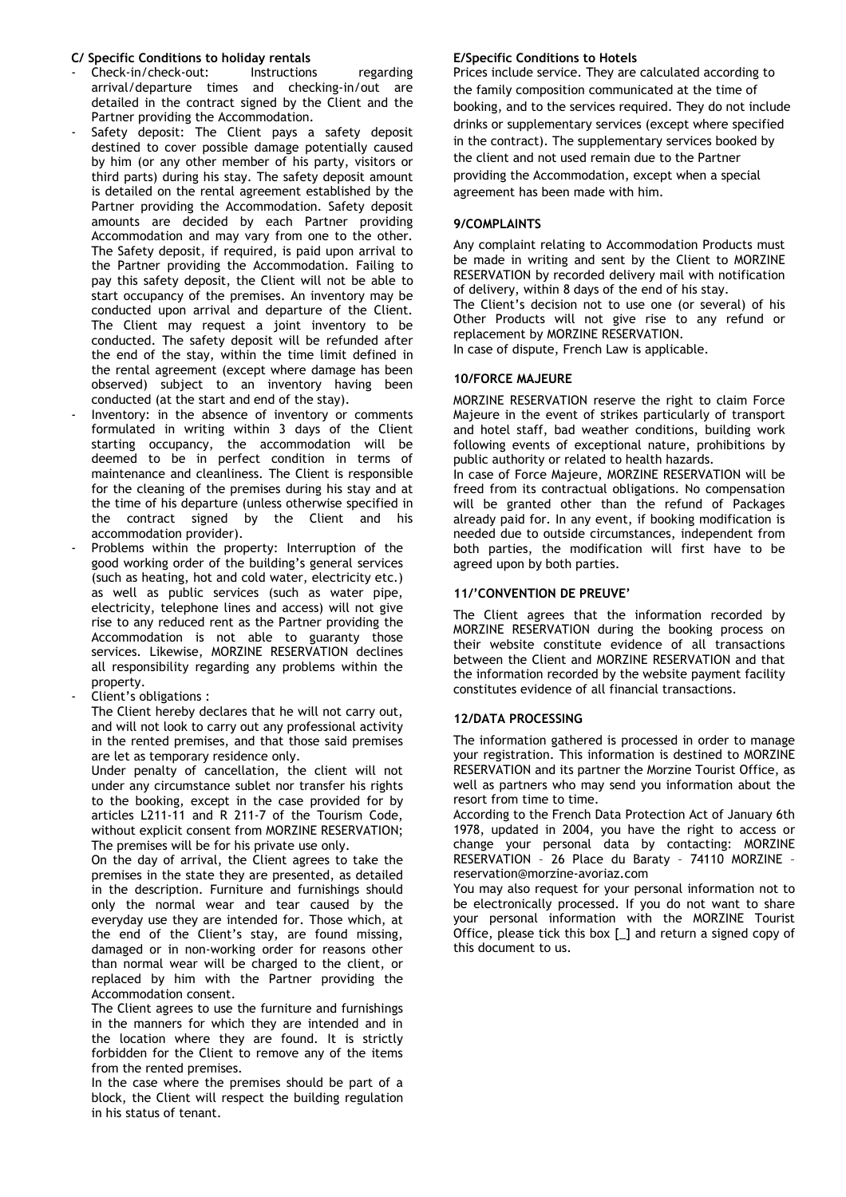### C/ Specific Conditions to holiday rentals

- Check-in/check-out: Instructions regarding arrival/departure times and checking-in/out are detailed in the contract signed by the Client and the Partner providing the Accommodation.
- Safety deposit: The Client pays a safety deposit destined to cover possible damage potentially caused by him (or any other member of his party, visitors or third parts) during his stay. The safety deposit amount is detailed on the rental agreement established by the Partner providing the Accommodation. Safety deposit amounts are decided by each Partner providing Accommodation and may vary from one to the other. The Safety deposit, if required, is paid upon arrival to the Partner providing the Accommodation. Failing to pay this safety deposit, the Client will not be able to start occupancy of the premises. An inventory may be conducted upon arrival and departure of the Client. The Client may request a joint inventory to be conducted. The safety deposit will be refunded after the end of the stay, within the time limit defined in the rental agreement (except where damage has been observed) subject to an inventory having been conducted (at the start and end of the stay).
- Inventory: in the absence of inventory or comments formulated in writing within 3 days of the Client starting occupancy, the accommodation will be deemed to be in perfect condition in terms of maintenance and cleanliness. The Client is responsible for the cleaning of the premises during his stay and at the time of his departure (unless otherwise specified in the contract signed by the Client and his accommodation provider).
- Problems within the property: Interruption of the good working order of the building's general services (such as heating, hot and cold water, electricity etc.) as well as public services (such as water pipe, electricity, telephone lines and access) will not give rise to any reduced rent as the Partner providing the Accommodation is not able to guaranty those services. Likewise, MORZINE RESERVATION declines all responsibility regarding any problems within the property.
- Client's obligations :

  The Client hereby declares that he will not carry out, and will not look to carry out any professional activity in the rented premises, and that those said premises are let as temporary residence only.

  Under penalty of cancellation, the client will not under any circumstance sublet nor transfer his rights to the booking, except in the case provided for by articles L211-11 and R 211-7 of the Tourism Code, without explicit consent from MORZINE RESERVATION; The premises will be for his private use only.

  On the day of arrival, the Client agrees to take the premises in the state they are presented, as detailed in the description. Furniture and furnishings should only the normal wear and tear caused by the everyday use they are intended for. Those which, at the end of the Client's stay, are found missing, damaged or in non-working order for reasons other than normal wear will be charged to the client, or replaced by him with the Partner providing the Accommodation consent.

  The Client agrees to use the furniture and furnishings in the manners for which they are intended and in the location where they are found. It is strictly forbidden for the Client to remove any of the items from the rented premises.

  In the case where the premises should be part of a block, the Client will respect the building regulation in his status of tenant.

### E/Specific Conditions to Hotels

Prices include service. They are calculated according to the family composition communicated at the time of booking, and to the services required. They do not include drinks or supplementary services (except where specified in the contract). The supplementary services booked by the client and not used remain due to the Partner providing the Accommodation, except when a special agreement has been made with him.

### 9/COMPLAINTS

Any complaint relating to Accommodation Products must be made in writing and sent by the Client to MORZINE RESERVATION by recorded delivery mail with notification of delivery, within 8 days of the end of his stay.
The Client's decision not to use one (or several) of his Other Products will not give rise to any refund or replacement by MORZINE RESERVATION.
In case of dispute, French Law is applicable.

### 10/FORCE MAJEURE

MORZINE RESERVATION reserve the right to claim Force Majeure in the event of strikes particularly of transport and hotel staff, bad weather conditions, building work following events of exceptional nature, prohibitions by public authority or related to health hazards.
In case of Force Majeure, MORZINE RESERVATION will be freed from its contractual obligations. No compensation will be granted other than the refund of Packages already paid for. In any event, if booking modification is needed due to outside circumstances, independent from both parties, the modification will first have to be agreed upon by both parties.

### 11/'CONVENTION DE PREUVE'

The Client agrees that the information recorded by MORZINE RESERVATION during the booking process on their website constitute evidence of all transactions between the Client and MORZINE RESERVATION and that the information recorded by the website payment facility constitutes evidence of all financial transactions.

### 12/DATA PROCESSING

The information gathered is processed in order to manage your registration. This information is destined to MORZINE RESERVATION and its partner the Morzine Tourist Office, as well as partners who may send you information about the resort from time to time.
According to the French Data Protection Act of January 6th 1978, updated in 2004, you have the right to access or change your personal data by contacting: MORZINE RESERVATION – 26 Place du Baraty – 74110 MORZINE – reservation@morzine-avoriaz.com
You may also request for your personal information not to be electronically processed. If you do not want to share your personal information with the MORZINE Tourist Office, please tick this box [_] and return a signed copy of this document to us.